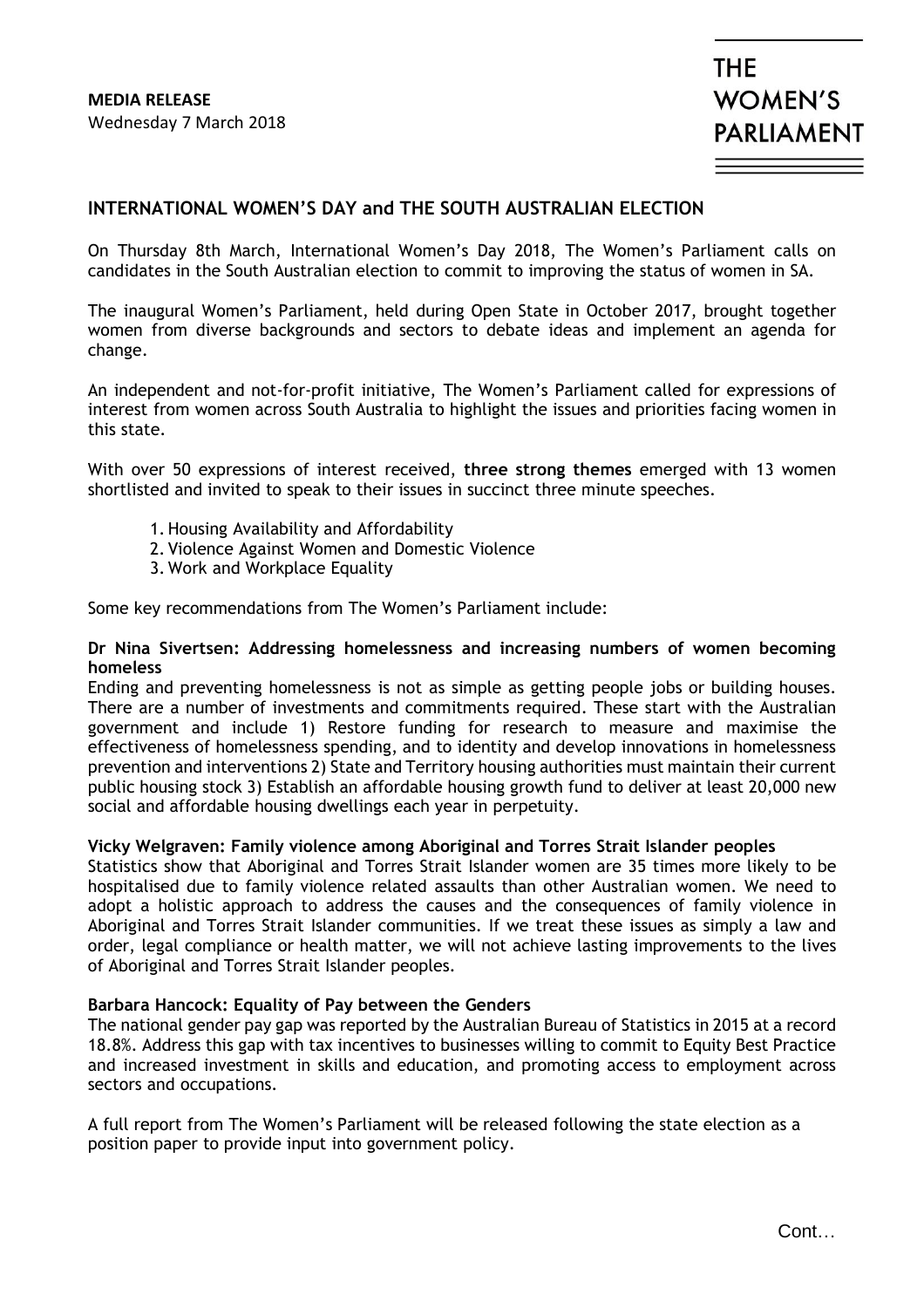**MEDIA RELEASE**
Wednesday 7 March 2018

THE WOMEN'S PARLIAMENT

## INTERNATIONAL WOMEN'S DAY and THE SOUTH AUSTRALIAN ELECTION

On Thursday 8th March, International Women's Day 2018, The Women's Parliament calls on candidates in the South Australian election to commit to improving the status of women in SA.

The inaugural Women's Parliament, held during Open State in October 2017, brought together women from diverse backgrounds and sectors to debate ideas and implement an agenda for change.

An independent and not-for-profit initiative, The Women's Parliament called for expressions of interest from women across South Australia to highlight the issues and priorities facing women in this state.

With over 50 expressions of interest received, **three strong themes** emerged with 13 women shortlisted and invited to speak to their issues in succinct three minute speeches.

1. Housing Availability and Affordability
2. Violence Against Women and Domestic Violence
3. Work and Workplace Equality

Some key recommendations from The Women's Parliament include:

**Dr Nina Sivertsen: Addressing homelessness and increasing numbers of women becoming homeless**

Ending and preventing homelessness is not as simple as getting people jobs or building houses. There are a number of investments and commitments required. These start with the Australian government and include 1) Restore funding for research to measure and maximise the effectiveness of homelessness spending, and to identity and develop innovations in homelessness prevention and interventions 2) State and Territory housing authorities must maintain their current public housing stock 3) Establish an affordable housing growth fund to deliver at least 20,000 new social and affordable housing dwellings each year in perpetuity.

**Vicky Welgraven: Family violence among Aboriginal and Torres Strait Islander peoples**

Statistics show that Aboriginal and Torres Strait Islander women are 35 times more likely to be hospitalised due to family violence related assaults than other Australian women. We need to adopt a holistic approach to address the causes and the consequences of family violence in Aboriginal and Torres Strait Islander communities. If we treat these issues as simply a law and order, legal compliance or health matter, we will not achieve lasting improvements to the lives of Aboriginal and Torres Strait Islander peoples.

**Barbara Hancock: Equality of Pay between the Genders**

The national gender pay gap was reported by the Australian Bureau of Statistics in 2015 at a record 18.8%. Address this gap with tax incentives to businesses willing to commit to Equity Best Practice and increased investment in skills and education, and promoting access to employment across sectors and occupations.

A full report from The Women's Parliament will be released following the state election as a position paper to provide input into government policy.

Cont…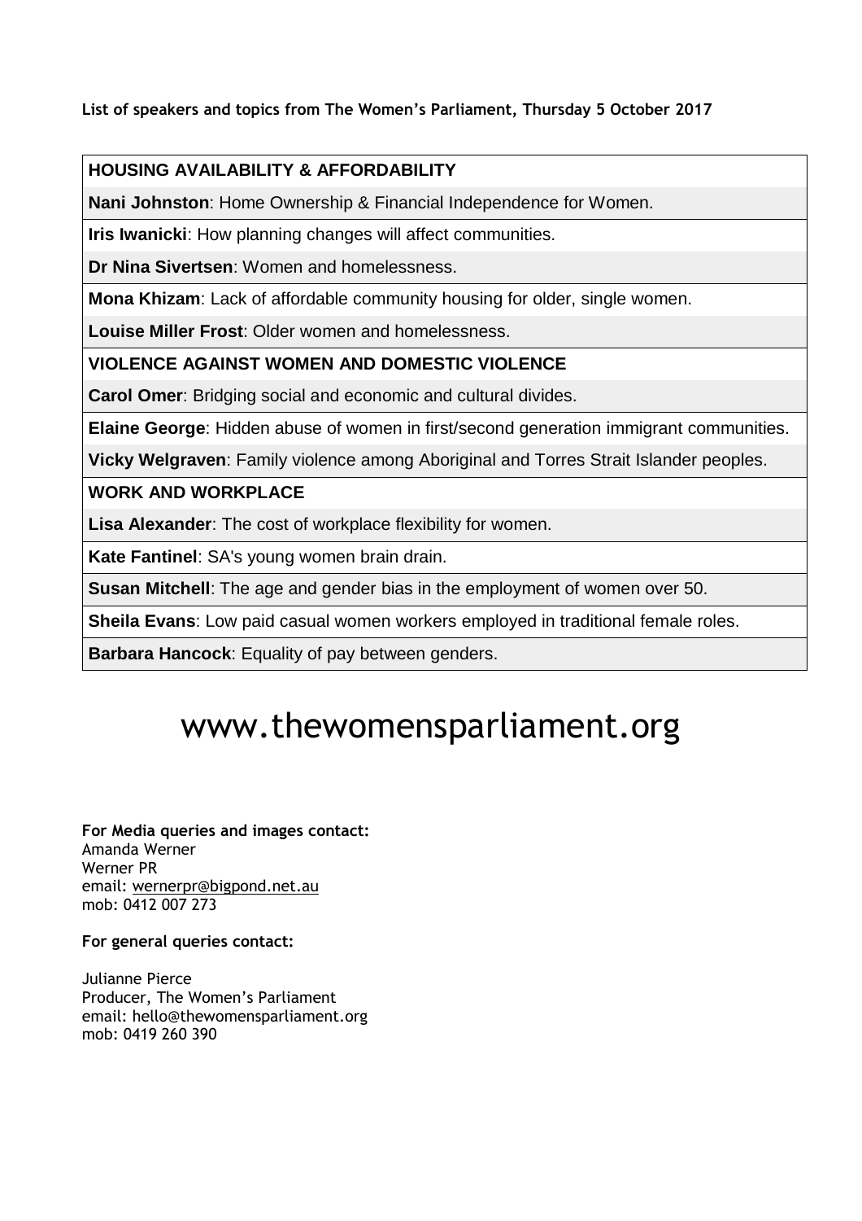**List of speakers and topics from The Women's Parliament, Thursday 5 October 2017**

| |
|---|
| **HOUSING AVAILABILITY & AFFORDABILITY** |
| **Nani Johnston**: Home Ownership & Financial Independence for Women. |
| **Iris Iwanicki**: How planning changes will affect communities. |
| **Dr Nina Sivertsen**: Women and homelessness. |
| **Mona Khizam**: Lack of affordable community housing for older, single women. |
| **Louise Miller Frost**: Older women and homelessness. |
| **VIOLENCE AGAINST WOMEN AND DOMESTIC VIOLENCE** |
| **Carol Omer**: Bridging social and economic and cultural divides. |
| **Elaine George**: Hidden abuse of women in first/second generation immigrant communities. |
| **Vicky Welgraven**: Family violence among Aboriginal and Torres Strait Islander peoples. |
| **WORK AND WORKPLACE** |
| **Lisa Alexander**: The cost of workplace flexibility for women. |
| **Kate Fantinel**: SA's young women brain drain. |
| **Susan Mitchell**: The age and gender bias in the employment of women over 50. |
| **Sheila Evans**: Low paid casual women workers employed in traditional female roles. |
| **Barbara Hancock**: Equality of pay between genders. |

# www.thewomensparliament.org

**For Media queries and images contact:**
Amanda Werner
Werner PR
email: wernerpr@bigpond.net.au
mob: 0412 007 273

**For general queries contact:**

Julianne Pierce
Producer, The Women's Parliament
email: hello@thewomensparliament.org
mob: 0419 260 390